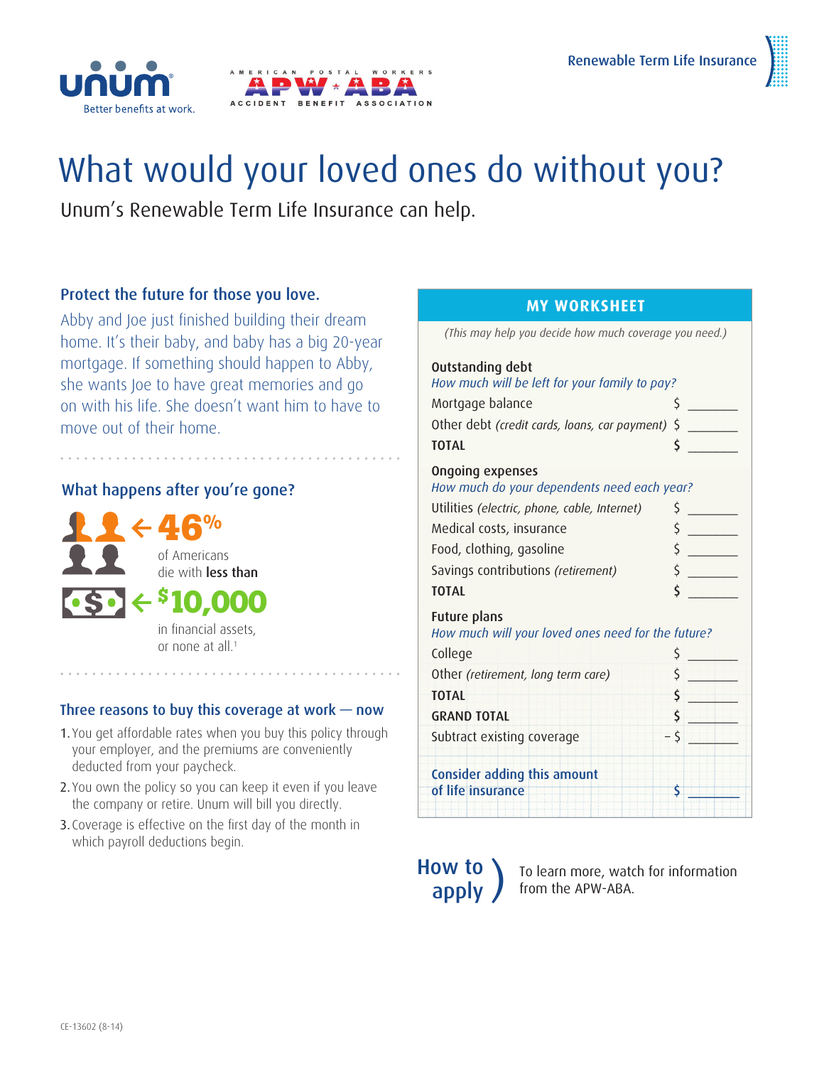Renewable Term Life Insurance

# What would your loved ones do without you?

Unum's Renewable Term Life Insurance can help.

## Protect the future for those you love.

Abby and Joe just finished building their dream home. It's their baby, and baby has a big 20-year mortgage. If something should happen to Abby, she wants Joe to have great memories and go on with his life. She doesn't want him to have to move out of their home.

## What happens after you're gone?

**46%** of Americans die with **less than** **$10,000** in financial assets, or none at all.[1]

## Three reasons to buy this coverage at work — now

1. You get affordable rates when you buy this policy through your employer, and the premiums are conveniently deducted from your paycheck.
2. You own the policy so you can keep it even if you leave the company or retire. Unum will bill you directly.
3. Coverage is effective on the first day of the month in which payroll deductions begin.

## MY WORKSHEET

*(This may help you decide how much coverage you need.)*

**Outstanding debt**
*How much will be left for your family to pay?*

| | |
|---|---|
| Mortgage balance | $ _______ |
| Other debt *(credit cards, loans, car payment)* | $ _______ |
| **TOTAL** | $ _______ |

**Ongoing expenses**
*How much do your dependents need each year?*

| | |
|---|---|
| Utilities *(electric, phone, cable, Internet)* | $ _______ |
| Medical costs, insurance | $ _______ |
| Food, clothing, gasoline | $ _______ |
| Savings contributions *(retirement)* | $ _______ |
| **TOTAL** | $ _______ |

**Future plans**
*How much will your loved ones need for the future?*

| | |
|---|---|
| College | $ _______ |
| Other *(retirement, long term care)* | $ _______ |
| **TOTAL** | $ _______ |
| **GRAND TOTAL** | $ _______ |
| Subtract existing coverage | – $ _______ |
| **Consider adding this amount of life insurance** | $ _______ |

## How to apply

To learn more, watch for information from the APW-ABA.

CE-13602 (8-14)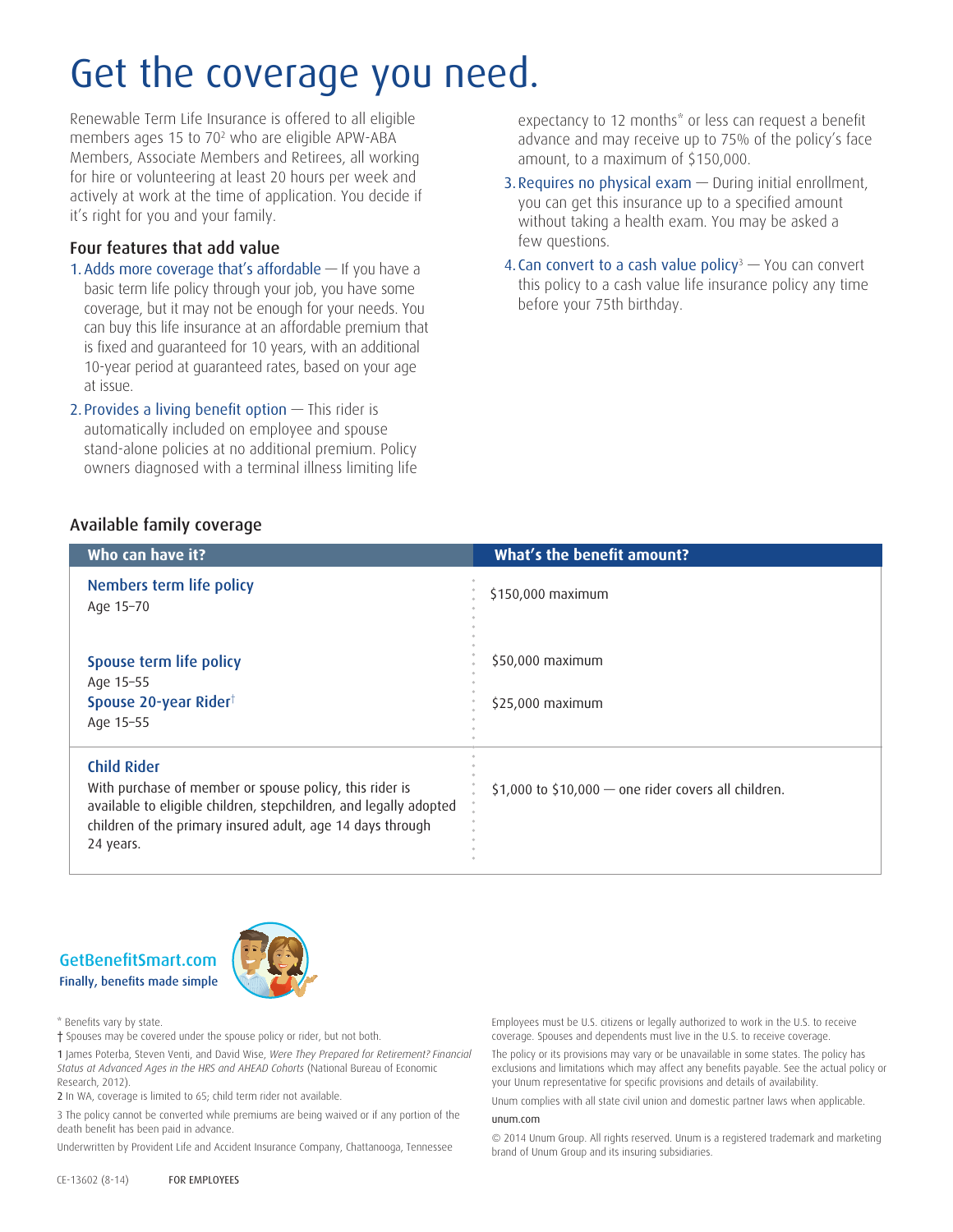# Get the coverage you need.

Renewable Term Life Insurance is offered to all eligible members ages 15 to 70[2] who are eligible APW-ABA Members, Associate Members and Retirees, all working for hire or volunteering at least 20 hours per week and actively at work at the time of application. You decide if it's right for you and your family.

## Four features that add value

1. Adds more coverage that's affordable — If you have a basic term life policy through your job, you have some coverage, but it may not be enough for your needs. You can buy this life insurance at an affordable premium that is fixed and guaranteed for 10 years, with an additional 10-year period at guaranteed rates, based on your age at issue.
2. Provides a living benefit option — This rider is automatically included on employee and spouse stand-alone policies at no additional premium. Policy owners diagnosed with a terminal illness limiting life expectancy to 12 months* or less can request a benefit advance and may receive up to 75% of the policy's face amount, to a maximum of $150,000.
3. Requires no physical exam — During initial enrollment, you can get this insurance up to a specified amount without taking a health exam. You may be asked a few questions.
4. Can convert to a cash value policy[3] — You can convert this policy to a cash value life insurance policy any time before your 75th birthday.

## Available family coverage

| Who can have it? | What's the benefit amount? |
|---|---|
| **Nembers term life policy**<br>Age 15–70 | $150,000 maximum |
| **Spouse term life policy**<br>Age 15–55 | $50,000 maximum |
| **Spouse 20-year Rider**†<br>Age 15–55 | $25,000 maximum |
| **Child Rider**<br>With purchase of member or spouse policy, this rider is available to eligible children, stepchildren, and legally adopted children of the primary insured adult, age 14 days through 24 years. | $1,000 to $10,000 — one rider covers all children. |

**GetBenefitSmart.com**
**Finally, benefits made simple**

\* Benefits vary by state.

† Spouses may be covered under the spouse policy or rider, but not both.

1 James Poterba, Steven Venti, and David Wise, *Were They Prepared for Retirement? Financial Status at Advanced Ages in the HRS and AHEAD Cohorts* (National Bureau of Economic Research, 2012).

2 In WA, coverage is limited to 65; child term rider not available.

3 The policy cannot be converted while premiums are being waived or if any portion of the death benefit has been paid in advance.

Underwritten by Provident Life and Accident Insurance Company, Chattanooga, Tennessee

Employees must be U.S. citizens or legally authorized to work in the U.S. to receive coverage. Spouses and dependents must live in the U.S. to receive coverage.

The policy or its provisions may vary or be unavailable in some states. The policy has exclusions and limitations which may affect any benefits payable. See the actual policy or your Unum representative for specific provisions and details of availability.

Unum complies with all state civil union and domestic partner laws when applicable.

unum.com

© 2014 Unum Group. All rights reserved. Unum is a registered trademark and marketing brand of Unum Group and its insuring subsidiaries.

CE-13602 (8-14) FOR EMPLOYEES